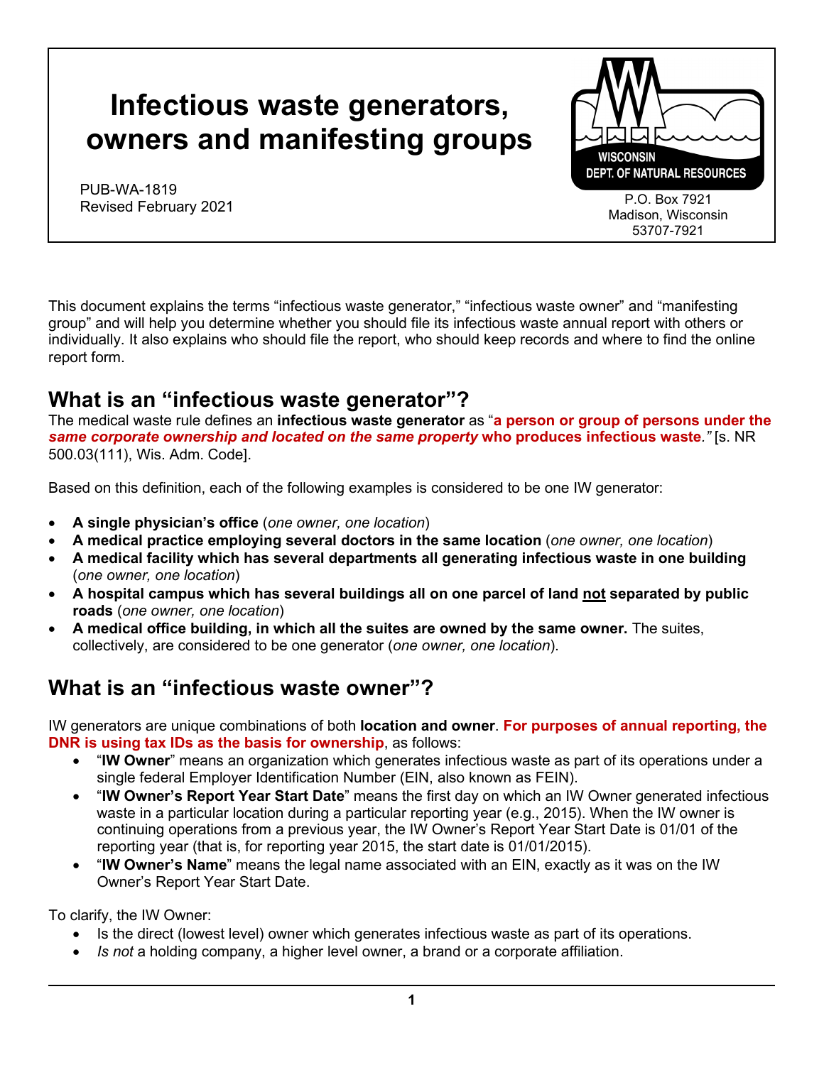# Infectious waste generators, owners and manifesting groups

PUB-WA-1819
Revised February 2021

WISCONSIN DEPT. OF NATURAL RESOURCES
P.O. Box 7921
Madison, Wisconsin
53707-7921

This document explains the terms "infectious waste generator," "infectious waste owner" and "manifesting group" and will help you determine whether you should file its infectious waste annual report with others or individually. It also explains who should file the report, who should keep records and where to find the online report form.

## What is an "infectious waste generator"?

The medical waste rule defines an **infectious waste generator** as "**a person or group of persons under the *same corporate ownership and located on the same property* who produces infectious waste**.*"* [s. NR 500.03(111), Wis. Adm. Code].

Based on this definition, each of the following examples is considered to be one IW generator:

- **A single physician's office** (*one owner, one location*)
- **A medical practice employing several doctors in the same location** (*one owner, one location*)
- **A medical facility which has several departments all generating infectious waste in one building** (*one owner, one location*)
- **A hospital campus which has several buildings all on one parcel of land not separated by public roads** (*one owner, one location*)
- **A medical office building, in which all the suites are owned by the same owner.** The suites, collectively, are considered to be one generator (*one owner, one location*).

## What is an "infectious waste owner"?

IW generators are unique combinations of both **location and owner**. **For purposes of annual reporting, the DNR is using tax IDs as the basis for ownership**, as follows:

- "**IW Owner**" means an organization which generates infectious waste as part of its operations under a single federal Employer Identification Number (EIN, also known as FEIN).
- "**IW Owner's Report Year Start Date**" means the first day on which an IW Owner generated infectious waste in a particular location during a particular reporting year (e.g., 2015). When the IW owner is continuing operations from a previous year, the IW Owner's Report Year Start Date is 01/01 of the reporting year (that is, for reporting year 2015, the start date is 01/01/2015).
- "**IW Owner's Name**" means the legal name associated with an EIN, exactly as it was on the IW Owner's Report Year Start Date.

To clarify, the IW Owner:

- Is the direct (lowest level) owner which generates infectious waste as part of its operations.
- *Is not* a holding company, a higher level owner, a brand or a corporate affiliation.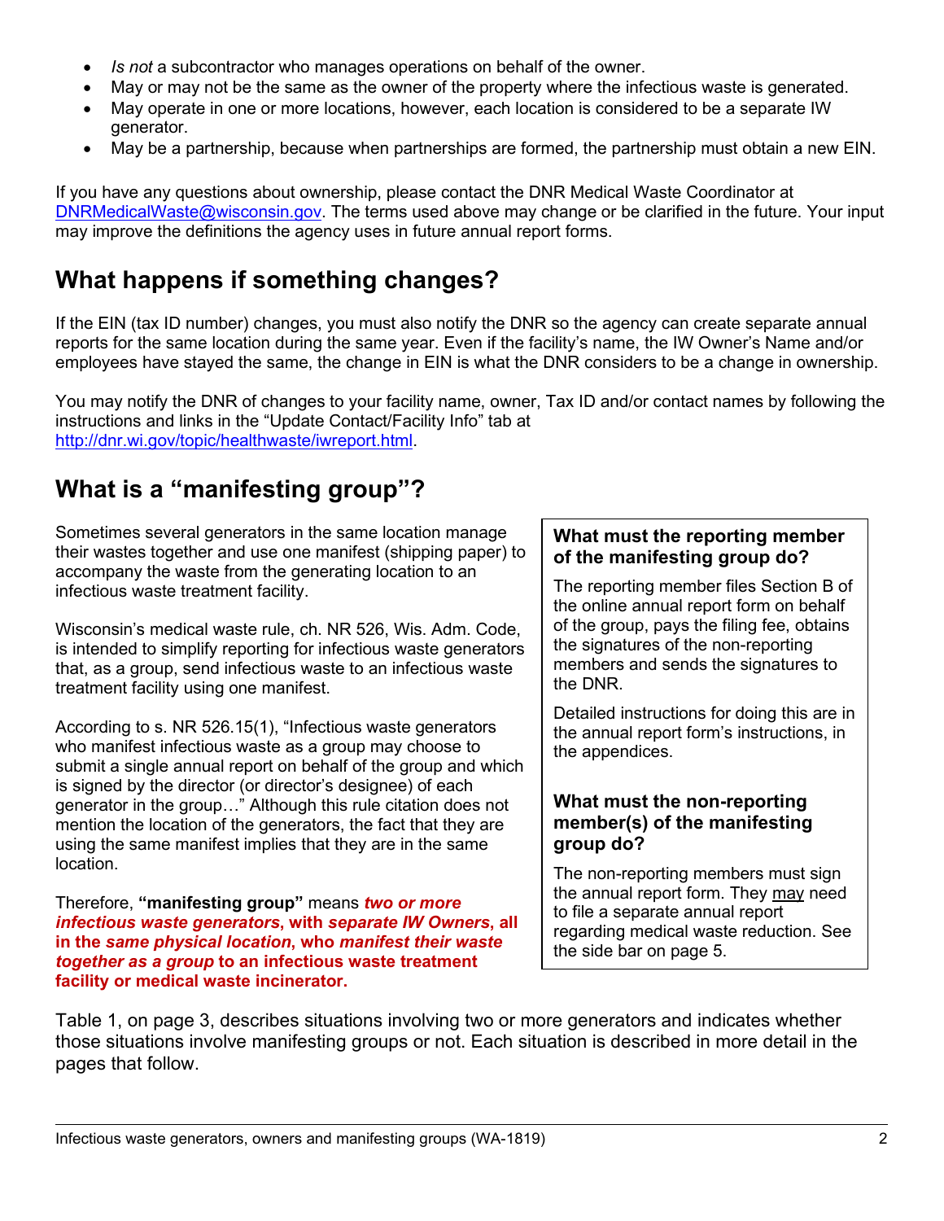- *Is not* a subcontractor who manages operations on behalf of the owner.
- May or may not be the same as the owner of the property where the infectious waste is generated.
- May operate in one or more locations, however, each location is considered to be a separate IW generator.
- May be a partnership, because when partnerships are formed, the partnership must obtain a new EIN.

If you have any questions about ownership, please contact the DNR Medical Waste Coordinator at DNRMedicalWaste@wisconsin.gov. The terms used above may change or be clarified in the future. Your input may improve the definitions the agency uses in future annual report forms.

## What happens if something changes?

If the EIN (tax ID number) changes, you must also notify the DNR so the agency can create separate annual reports for the same location during the same year. Even if the facility's name, the IW Owner's Name and/or employees have stayed the same, the change in EIN is what the DNR considers to be a change in ownership.

You may notify the DNR of changes to your facility name, owner, Tax ID and/or contact names by following the instructions and links in the "Update Contact/Facility Info" tab at http://dnr.wi.gov/topic/healthwaste/iwreport.html.

## What is a "manifesting group"?

Sometimes several generators in the same location manage their wastes together and use one manifest (shipping paper) to accompany the waste from the generating location to an infectious waste treatment facility.

Wisconsin's medical waste rule, ch. NR 526, Wis. Adm. Code, is intended to simplify reporting for infectious waste generators that, as a group, send infectious waste to an infectious waste treatment facility using one manifest.

According to s. NR 526.15(1), "Infectious waste generators who manifest infectious waste as a group may choose to submit a single annual report on behalf of the group and which is signed by the director (or director's designee) of each generator in the group…" Although this rule citation does not mention the location of the generators, the fact that they are using the same manifest implies that they are in the same location.

Therefore, **"manifesting group"** means ***two or more infectious waste generators*, with *separate IW Owners*, all in the *same physical location*, who *manifest their waste together as a group* to an infectious waste treatment facility or medical waste incinerator.**

### What must the reporting member of the manifesting group do?

The reporting member files Section B of the online annual report form on behalf of the group, pays the filing fee, obtains the signatures of the non-reporting members and sends the signatures to the DNR.

Detailed instructions for doing this are in the annual report form's instructions, in the appendices.

### What must the non-reporting member(s) of the manifesting group do?

The non-reporting members must sign the annual report form. They may need to file a separate annual report regarding medical waste reduction. See the side bar on page 5.

Table 1, on page 3, describes situations involving two or more generators and indicates whether those situations involve manifesting groups or not. Each situation is described in more detail in the pages that follow.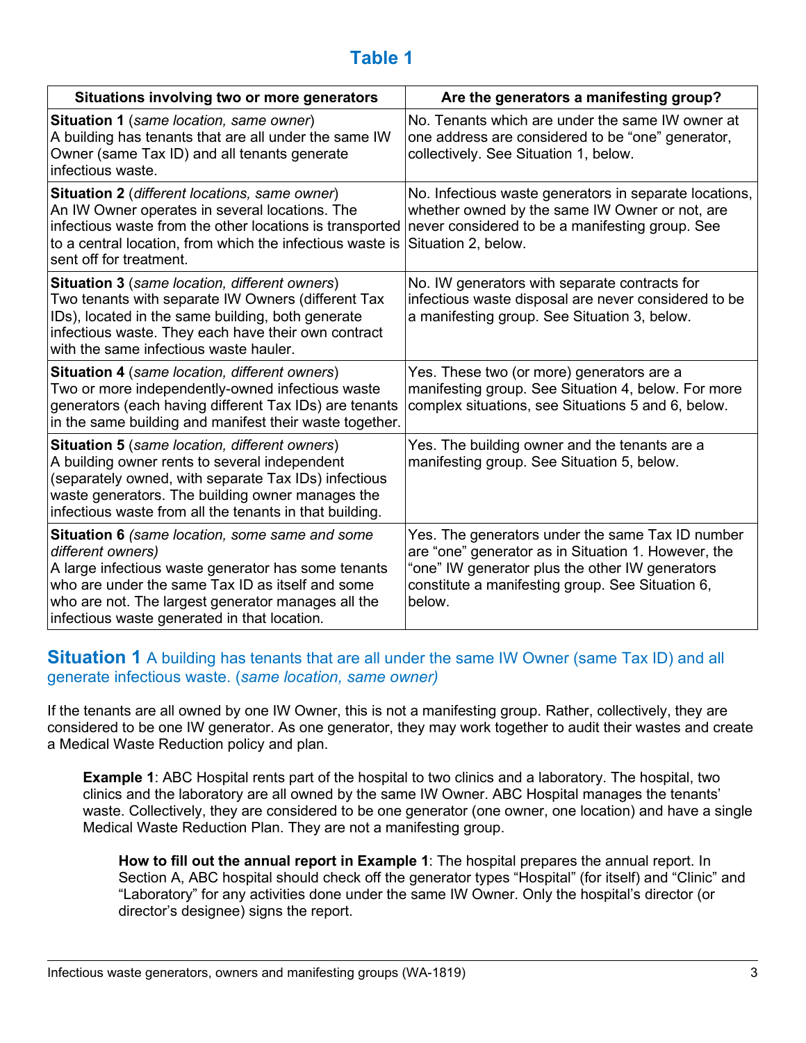## Table 1

| Situations involving two or more generators | Are the generators a manifesting group? |
|---|---|
| **Situation 1** (*same location, same owner*) A building has tenants that are all under the same IW Owner (same Tax ID) and all tenants generate infectious waste. | No. Tenants which are under the same IW owner at one address are considered to be "one" generator, collectively. See Situation 1, below. |
| **Situation 2** (*different locations, same owner*) An IW Owner operates in several locations. The infectious waste from the other locations is transported to a central location, from which the infectious waste is sent off for treatment. | No. Infectious waste generators in separate locations, whether owned by the same IW Owner or not, are never considered to be a manifesting group. See Situation 2, below. |
| **Situation 3** (*same location, different owners*) Two tenants with separate IW Owners (different Tax IDs), located in the same building, both generate infectious waste. They each have their own contract with the same infectious waste hauler. | No. IW generators with separate contracts for infectious waste disposal are never considered to be a manifesting group. See Situation 3, below. |
| **Situation 4** (*same location, different owners*) Two or more independently-owned infectious waste generators (each having different Tax IDs) are tenants in the same building and manifest their waste together. | Yes. These two (or more) generators are a manifesting group. See Situation 4, below. For more complex situations, see Situations 5 and 6, below. |
| **Situation 5** (*same location, different owners*) A building owner rents to several independent (separately owned, with separate Tax IDs) infectious waste generators. The building owner manages the infectious waste from all the tenants in that building. | Yes. The building owner and the tenants are a manifesting group. See Situation 5, below. |
| **Situation 6** *(same location, some same and some different owners)* A large infectious waste generator has some tenants who are under the same Tax ID as itself and some who are not. The largest generator manages all the infectious waste generated in that location. | Yes. The generators under the same Tax ID number are "one" generator as in Situation 1. However, the "one" IW generator plus the other IW generators constitute a manifesting group. See Situation 6, below. |

## Situation 1 A building has tenants that are all under the same IW Owner (same Tax ID) and all generate infectious waste. (*same location, same owner)*

If the tenants are all owned by one IW Owner, this is not a manifesting group. Rather, collectively, they are considered to be one IW generator. As one generator, they may work together to audit their wastes and create a Medical Waste Reduction policy and plan.

> **Example 1**: ABC Hospital rents part of the hospital to two clinics and a laboratory. The hospital, two clinics and the laboratory are all owned by the same IW Owner. ABC Hospital manages the tenants' waste. Collectively, they are considered to be one generator (one owner, one location) and have a single Medical Waste Reduction Plan. They are not a manifesting group.
>
> > **How to fill out the annual report in Example 1**: The hospital prepares the annual report. In Section A, ABC hospital should check off the generator types "Hospital" (for itself) and "Clinic" and "Laboratory" for any activities done under the same IW Owner. Only the hospital's director (or director's designee) signs the report.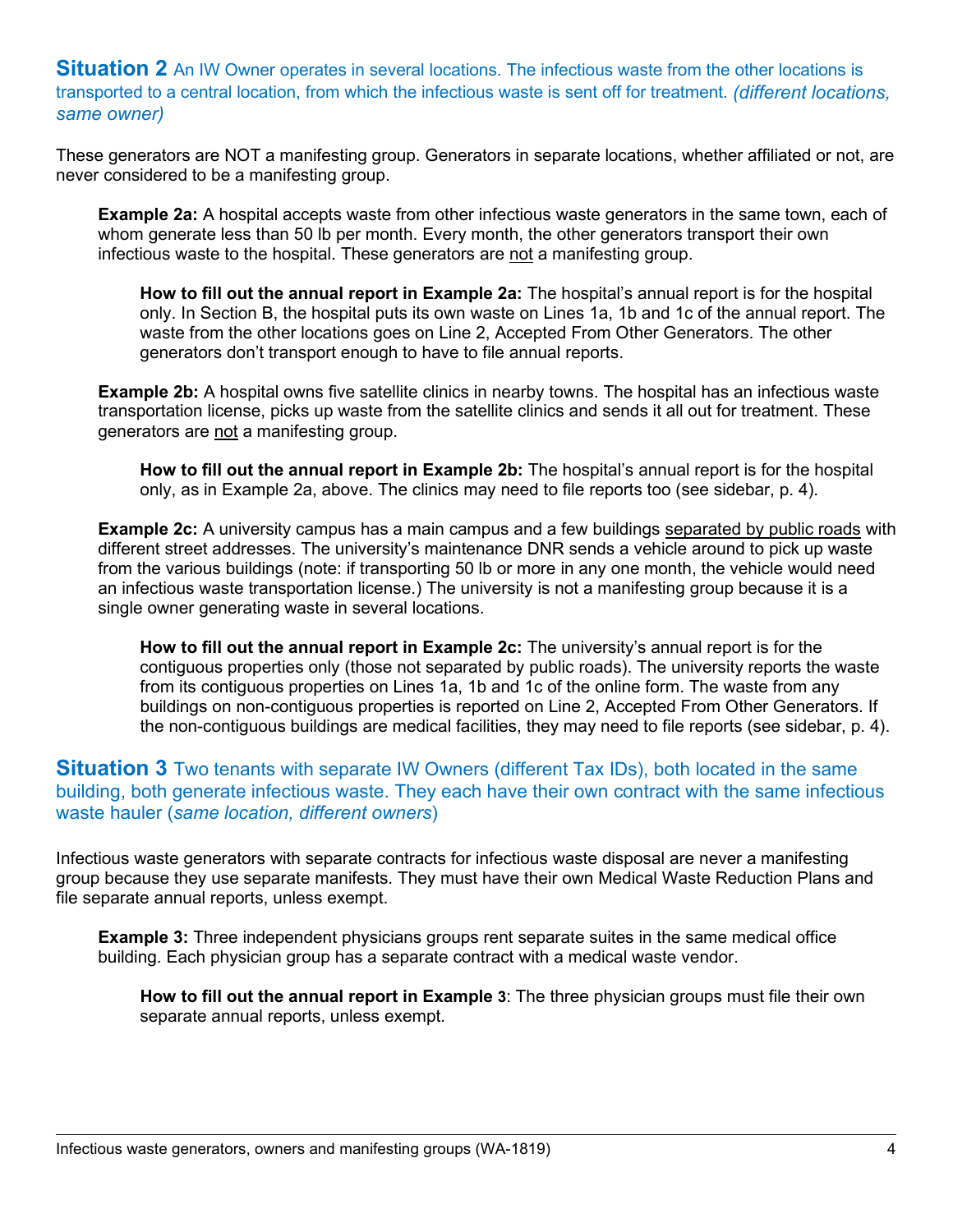## **Situation 2** An IW Owner operates in several locations. The infectious waste from the other locations is transported to a central location, from which the infectious waste is sent off for treatment. *(different locations, same owner)*

These generators are NOT a manifesting group. Generators in separate locations, whether affiliated or not, are never considered to be a manifesting group.

> **Example 2a:** A hospital accepts waste from other infectious waste generators in the same town, each of whom generate less than 50 lb per month. Every month, the other generators transport their own infectious waste to the hospital. These generators are <u>not</u> a manifesting group.
>
> > **How to fill out the annual report in Example 2a:** The hospital's annual report is for the hospital only. In Section B, the hospital puts its own waste on Lines 1a, 1b and 1c of the annual report. The waste from the other locations goes on Line 2, Accepted From Other Generators. The other generators don't transport enough to have to file annual reports.
>
> **Example 2b:** A hospital owns five satellite clinics in nearby towns. The hospital has an infectious waste transportation license, picks up waste from the satellite clinics and sends it all out for treatment. These generators are <u>not</u> a manifesting group.
>
> > **How to fill out the annual report in Example 2b:** The hospital's annual report is for the hospital only, as in Example 2a, above. The clinics may need to file reports too (see sidebar, p. 4).
>
> **Example 2c:** A university campus has a main campus and a few buildings <u>separated by public roads</u> with different street addresses. The university's maintenance DNR sends a vehicle around to pick up waste from the various buildings (note: if transporting 50 lb or more in any one month, the vehicle would need an infectious waste transportation license.) The university is not a manifesting group because it is a single owner generating waste in several locations.
>
> > **How to fill out the annual report in Example 2c:** The university's annual report is for the contiguous properties only (those not separated by public roads). The university reports the waste from its contiguous properties on Lines 1a, 1b and 1c of the online form. The waste from any buildings on non-contiguous properties is reported on Line 2, Accepted From Other Generators. If the non-contiguous buildings are medical facilities, they may need to file reports (see sidebar, p. 4).

## **Situation 3** Two tenants with separate IW Owners (different Tax IDs), both located in the same building, both generate infectious waste. They each have their own contract with the same infectious waste hauler (*same location, different owners*)

Infectious waste generators with separate contracts for infectious waste disposal are never a manifesting group because they use separate manifests. They must have their own Medical Waste Reduction Plans and file separate annual reports, unless exempt.

> **Example 3:** Three independent physicians groups rent separate suites in the same medical office building. Each physician group has a separate contract with a medical waste vendor.
>
> > **How to fill out the annual report in Example 3**: The three physician groups must file their own separate annual reports, unless exempt.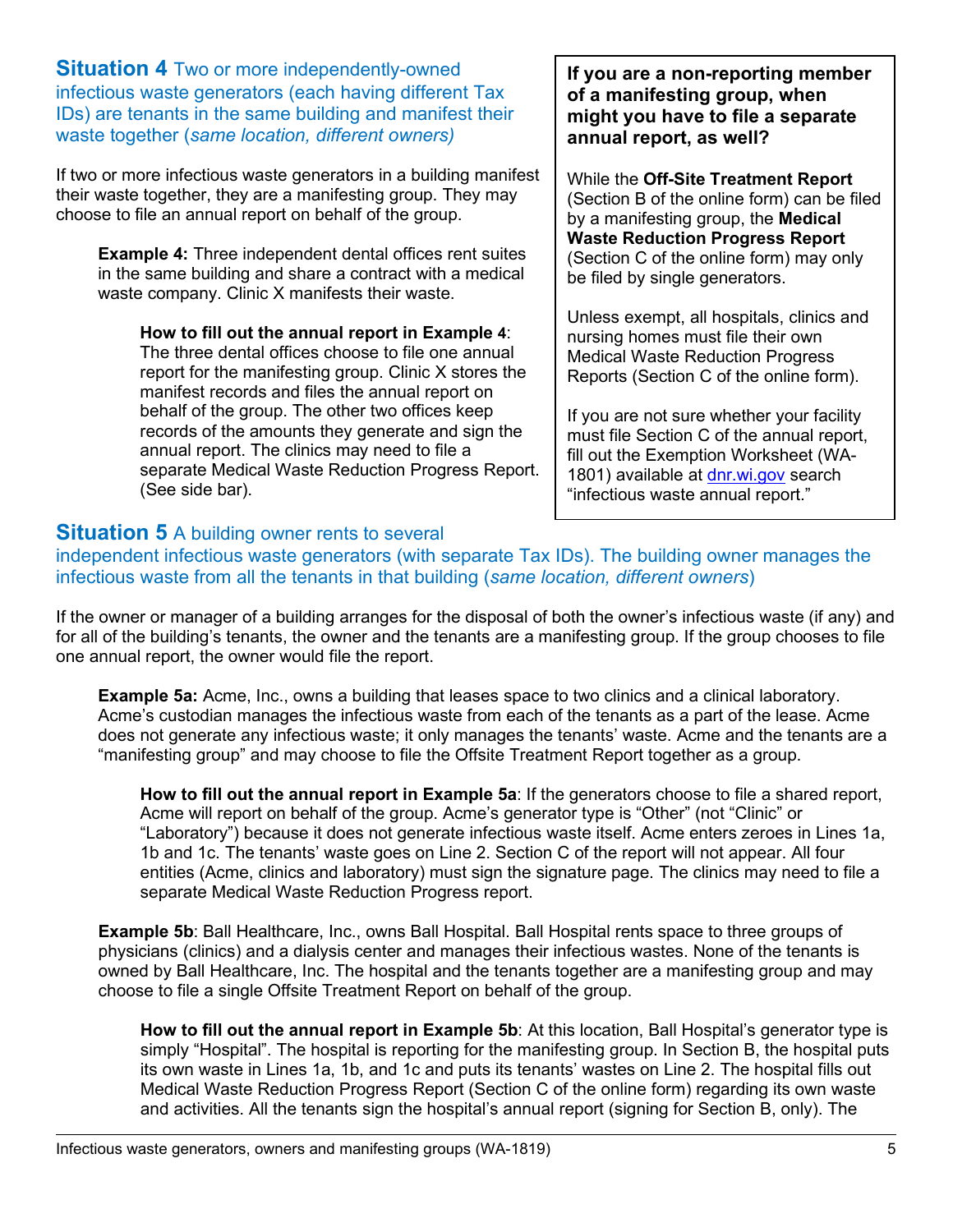## Situation 4 Two or more independently-owned infectious waste generators (each having different Tax IDs) are tenants in the same building and manifest their waste together (*same location, different owners)*

If two or more infectious waste generators in a building manifest their waste together, they are a manifesting group. They may choose to file an annual report on behalf of the group.

> **Example 4:** Three independent dental offices rent suites in the same building and share a contract with a medical waste company. Clinic X manifests their waste.
>
> > **How to fill out the annual report in Example 4**: The three dental offices choose to file one annual report for the manifesting group. Clinic X stores the manifest records and files the annual report on behalf of the group. The other two offices keep records of the amounts they generate and sign the annual report. The clinics may need to file a separate Medical Waste Reduction Progress Report. (See side bar).

**If you are a non-reporting member of a manifesting group, when might you have to file a separate annual report, as well?**

While the **Off-Site Treatment Report** (Section B of the online form) can be filed by a manifesting group, the **Medical Waste Reduction Progress Report** (Section C of the online form) may only be filed by single generators.

Unless exempt, all hospitals, clinics and nursing homes must file their own Medical Waste Reduction Progress Reports (Section C of the online form).

If you are not sure whether your facility must file Section C of the annual report, fill out the Exemption Worksheet (WA-1801) available at dnr.wi.gov search "infectious waste annual report."

## Situation 5 A building owner rents to several independent infectious waste generators (with separate Tax IDs). The building owner manages the infectious waste from all the tenants in that building (*same location, different owners*)

If the owner or manager of a building arranges for the disposal of both the owner's infectious waste (if any) and for all of the building's tenants, the owner and the tenants are a manifesting group. If the group chooses to file one annual report, the owner would file the report.

> **Example 5a:** Acme, Inc., owns a building that leases space to two clinics and a clinical laboratory. Acme's custodian manages the infectious waste from each of the tenants as a part of the lease. Acme does not generate any infectious waste; it only manages the tenants' waste. Acme and the tenants are a "manifesting group" and may choose to file the Offsite Treatment Report together as a group.
>
> > **How to fill out the annual report in Example 5a**: If the generators choose to file a shared report, Acme will report on behalf of the group. Acme's generator type is "Other" (not "Clinic" or "Laboratory") because it does not generate infectious waste itself. Acme enters zeroes in Lines 1a, 1b and 1c. The tenants' waste goes on Line 2. Section C of the report will not appear. All four entities (Acme, clinics and laboratory) must sign the signature page. The clinics may need to file a separate Medical Waste Reduction Progress report.
>
> **Example 5b**: Ball Healthcare, Inc., owns Ball Hospital. Ball Hospital rents space to three groups of physicians (clinics) and a dialysis center and manages their infectious wastes. None of the tenants is owned by Ball Healthcare, Inc. The hospital and the tenants together are a manifesting group and may choose to file a single Offsite Treatment Report on behalf of the group.
>
> > **How to fill out the annual report in Example 5b**: At this location, Ball Hospital's generator type is simply "Hospital". The hospital is reporting for the manifesting group. In Section B, the hospital puts its own waste in Lines 1a, 1b, and 1c and puts its tenants' wastes on Line 2. The hospital fills out Medical Waste Reduction Progress Report (Section C of the online form) regarding its own waste and activities. All the tenants sign the hospital's annual report (signing for Section B, only). The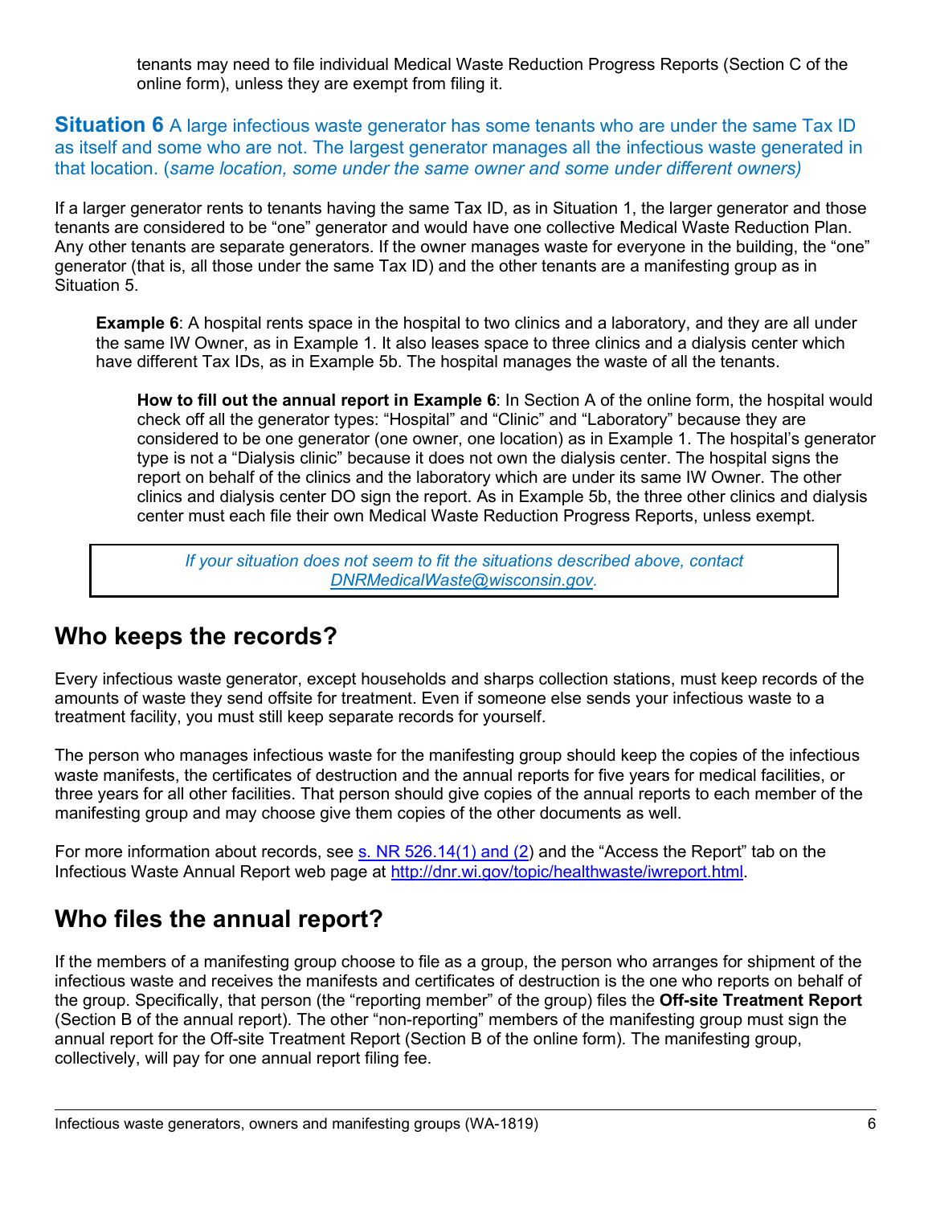tenants may need to file individual Medical Waste Reduction Progress Reports (Section C of the online form), unless they are exempt from filing it.

**Situation 6** A large infectious waste generator has some tenants who are under the same Tax ID as itself and some who are not. The largest generator manages all the infectious waste generated in that location. (*same location, some under the same owner and some under different owners)*

If a larger generator rents to tenants having the same Tax ID, as in Situation 1, the larger generator and those tenants are considered to be "one" generator and would have one collective Medical Waste Reduction Plan. Any other tenants are separate generators. If the owner manages waste for everyone in the building, the "one" generator (that is, all those under the same Tax ID) and the other tenants are a manifesting group as in Situation 5.

> **Example 6**: A hospital rents space in the hospital to two clinics and a laboratory, and they are all under the same IW Owner, as in Example 1. It also leases space to three clinics and a dialysis center which have different Tax IDs, as in Example 5b. The hospital manages the waste of all the tenants.
>
> > **How to fill out the annual report in Example 6**: In Section A of the online form, the hospital would check off all the generator types: "Hospital" and "Clinic" and "Laboratory" because they are considered to be one generator (one owner, one location) as in Example 1. The hospital's generator type is not a "Dialysis clinic" because it does not own the dialysis center. The hospital signs the report on behalf of the clinics and the laboratory which are under its same IW Owner. The other clinics and dialysis center DO sign the report. As in Example 5b, the three other clinics and dialysis center must each file their own Medical Waste Reduction Progress Reports, unless exempt.

*If your situation does not seem to fit the situations described above, contact [DNRMedicalWaste@wisconsin.gov](mailto:DNRMedicalWaste@wisconsin.gov).*

## Who keeps the records?

Every infectious waste generator, except households and sharps collection stations, must keep records of the amounts of waste they send offsite for treatment. Even if someone else sends your infectious waste to a treatment facility, you must still keep separate records for yourself.

The person who manages infectious waste for the manifesting group should keep the copies of the infectious waste manifests, the certificates of destruction and the annual reports for five years for medical facilities, or three years for all other facilities. That person should give copies of the annual reports to each member of the manifesting group and may choose give them copies of the other documents as well.

For more information about records, see s. NR 526.14(1) and (2) and the "Access the Report" tab on the Infectious Waste Annual Report web page at http://dnr.wi.gov/topic/healthwaste/iwreport.html.

## Who files the annual report?

If the members of a manifesting group choose to file as a group, the person who arranges for shipment of the infectious waste and receives the manifests and certificates of destruction is the one who reports on behalf of the group. Specifically, that person (the "reporting member" of the group) files the **Off-site Treatment Report** (Section B of the annual report). The other "non-reporting" members of the manifesting group must sign the annual report for the Off-site Treatment Report (Section B of the online form). The manifesting group, collectively, will pay for one annual report filing fee.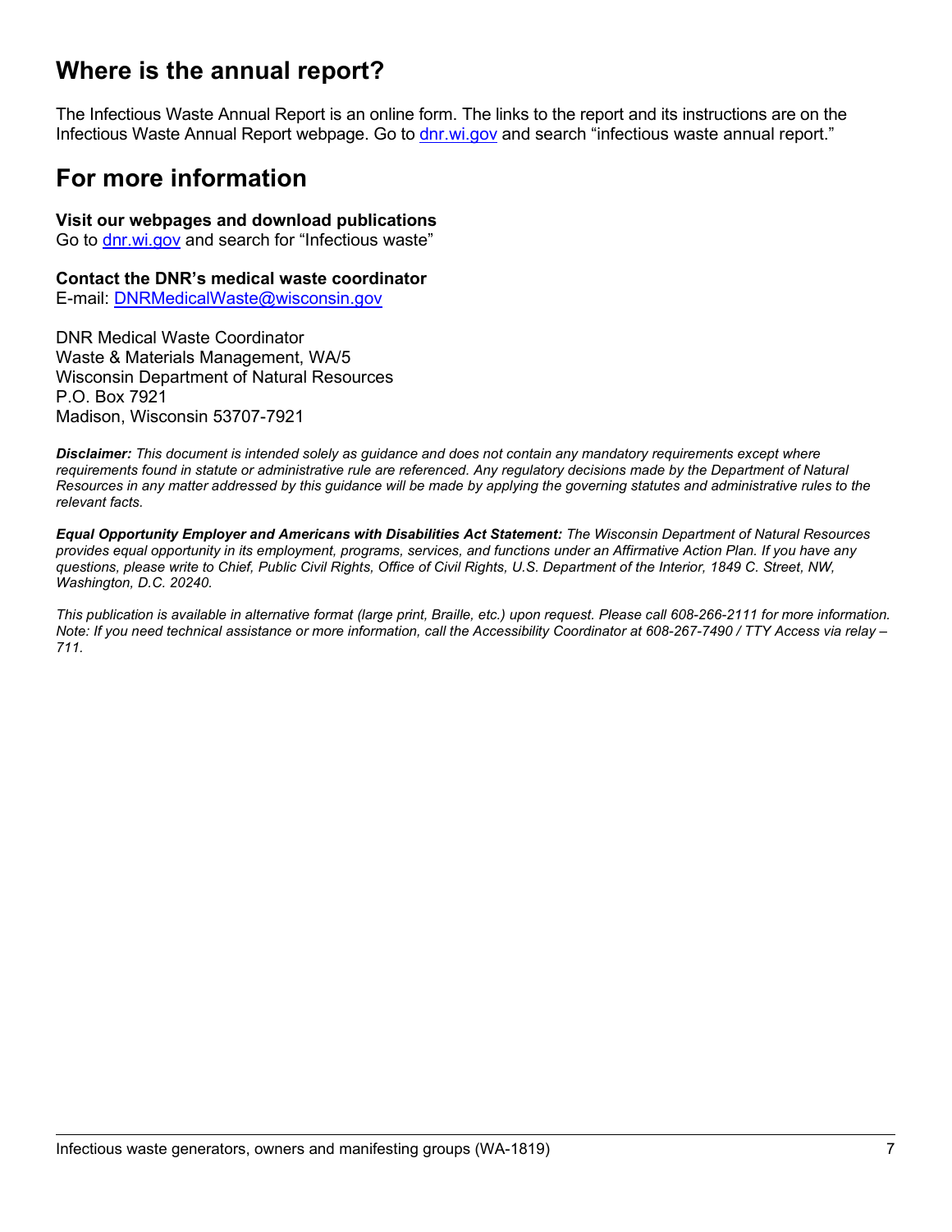## Where is the annual report?

The Infectious Waste Annual Report is an online form. The links to the report and its instructions are on the Infectious Waste Annual Report webpage. Go to [dnr.wi.gov](dnr.wi.gov) and search "infectious waste annual report."

## For more information

**Visit our webpages and download publications**
Go to [dnr.wi.gov](dnr.wi.gov) and search for "Infectious waste"

**Contact the DNR's medical waste coordinator**
E-mail: [DNRMedicalWaste@wisconsin.gov](mailto:DNRMedicalWaste@wisconsin.gov)

DNR Medical Waste Coordinator
Waste & Materials Management, WA/5
Wisconsin Department of Natural Resources
P.O. Box 7921
Madison, Wisconsin 53707-7921

***Disclaimer:*** *This document is intended solely as guidance and does not contain any mandatory requirements except where requirements found in statute or administrative rule are referenced. Any regulatory decisions made by the Department of Natural Resources in any matter addressed by this guidance will be made by applying the governing statutes and administrative rules to the relevant facts.*

***Equal Opportunity Employer and Americans with Disabilities Act Statement:*** *The Wisconsin Department of Natural Resources provides equal opportunity in its employment, programs, services, and functions under an Affirmative Action Plan. If you have any questions, please write to Chief, Public Civil Rights, Office of Civil Rights, U.S. Department of the Interior, 1849 C. Street, NW, Washington, D.C. 20240.*

*This publication is available in alternative format (large print, Braille, etc.) upon request. Please call 608-266-2111 for more information. Note: If you need technical assistance or more information, call the Accessibility Coordinator at 608-267-7490 / TTY Access via relay – 711.*